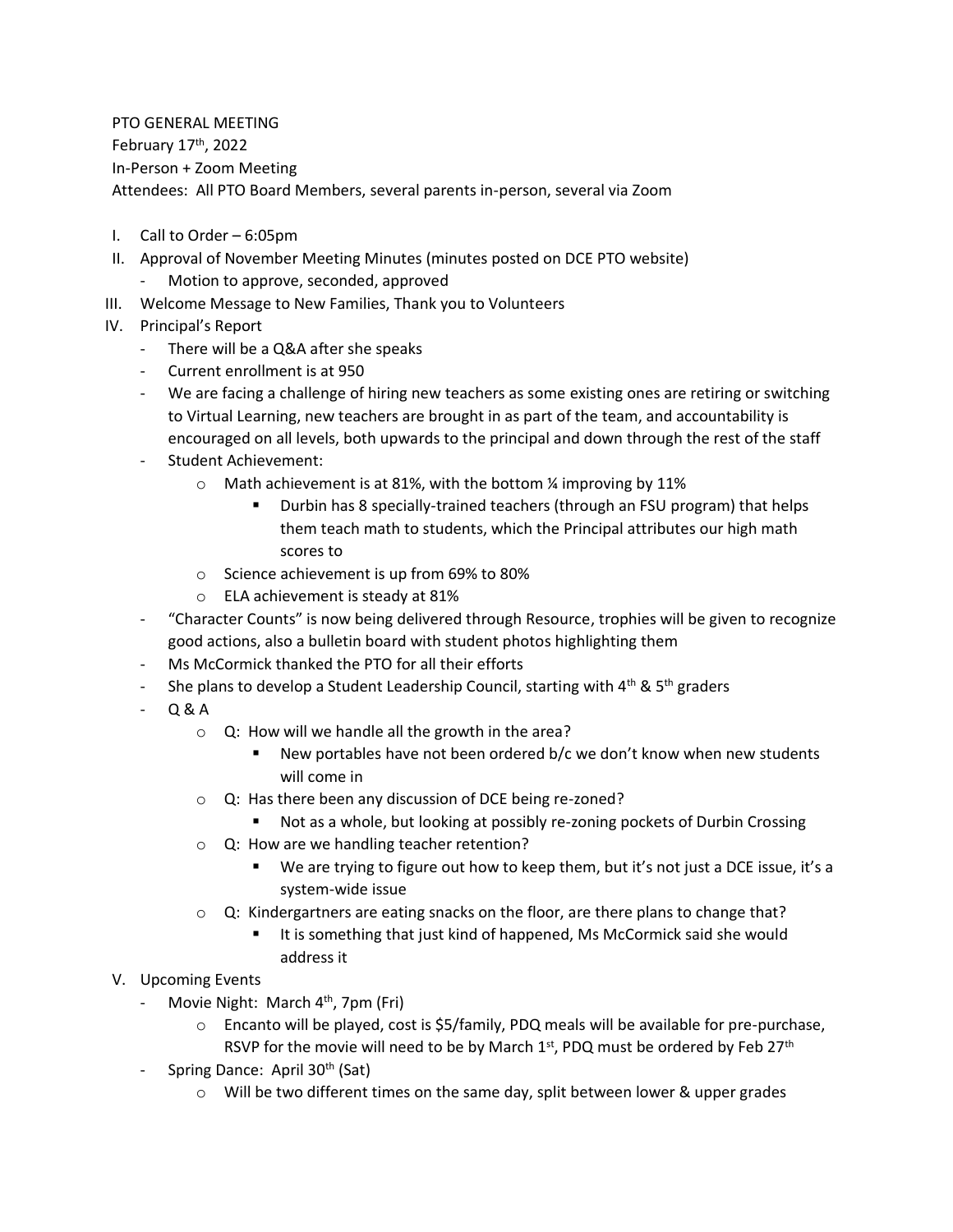PTO GENERAL MEETING

February 17th, 2022

In-Person + Zoom Meeting

Attendees: All PTO Board Members, several parents in-person, several via Zoom

I. Call to Order – 6:05pm
II. Approval of November Meeting Minutes (minutes posted on DCE PTO website)
   - Motion to approve, seconded, approved
III. Welcome Message to New Families, Thank you to Volunteers
IV. Principal's Report
   - There will be a Q&A after she speaks
   - Current enrollment is at 950
   - We are facing a challenge of hiring new teachers as some existing ones are retiring or switching to Virtual Learning, new teachers are brought in as part of the team, and accountability is encouraged on all levels, both upwards to the principal and down through the rest of the staff
   - Student Achievement:
     - Math achievement is at 81%, with the bottom ¼ improving by 11%
       - Durbin has 8 specially-trained teachers (through an FSU program) that helps them teach math to students, which the Principal attributes our high math scores to
     - Science achievement is up from 69% to 80%
     - ELA achievement is steady at 81%
   - "Character Counts" is now being delivered through Resource, trophies will be given to recognize good actions, also a bulletin board with student photos highlighting them
   - Ms McCormick thanked the PTO for all their efforts
   - She plans to develop a Student Leadership Council, starting with 4th & 5th graders
   - Q & A
     - Q: How will we handle all the growth in the area?
       - New portables have not been ordered b/c we don't know when new students will come in
     - Q: Has there been any discussion of DCE being re-zoned?
       - Not as a whole, but looking at possibly re-zoning pockets of Durbin Crossing
     - Q: How are we handling teacher retention?
       - We are trying to figure out how to keep them, but it's not just a DCE issue, it's a system-wide issue
     - Q: Kindergartners are eating snacks on the floor, are there plans to change that?
       - It is something that just kind of happened, Ms McCormick said she would address it
V. Upcoming Events
   - Movie Night: March 4th, 7pm (Fri)
     - Encanto will be played, cost is $5/family, PDQ meals will be available for pre-purchase, RSVP for the movie will need to be by March 1st, PDQ must be ordered by Feb 27th
   - Spring Dance: April 30th (Sat)
     - Will be two different times on the same day, split between lower & upper grades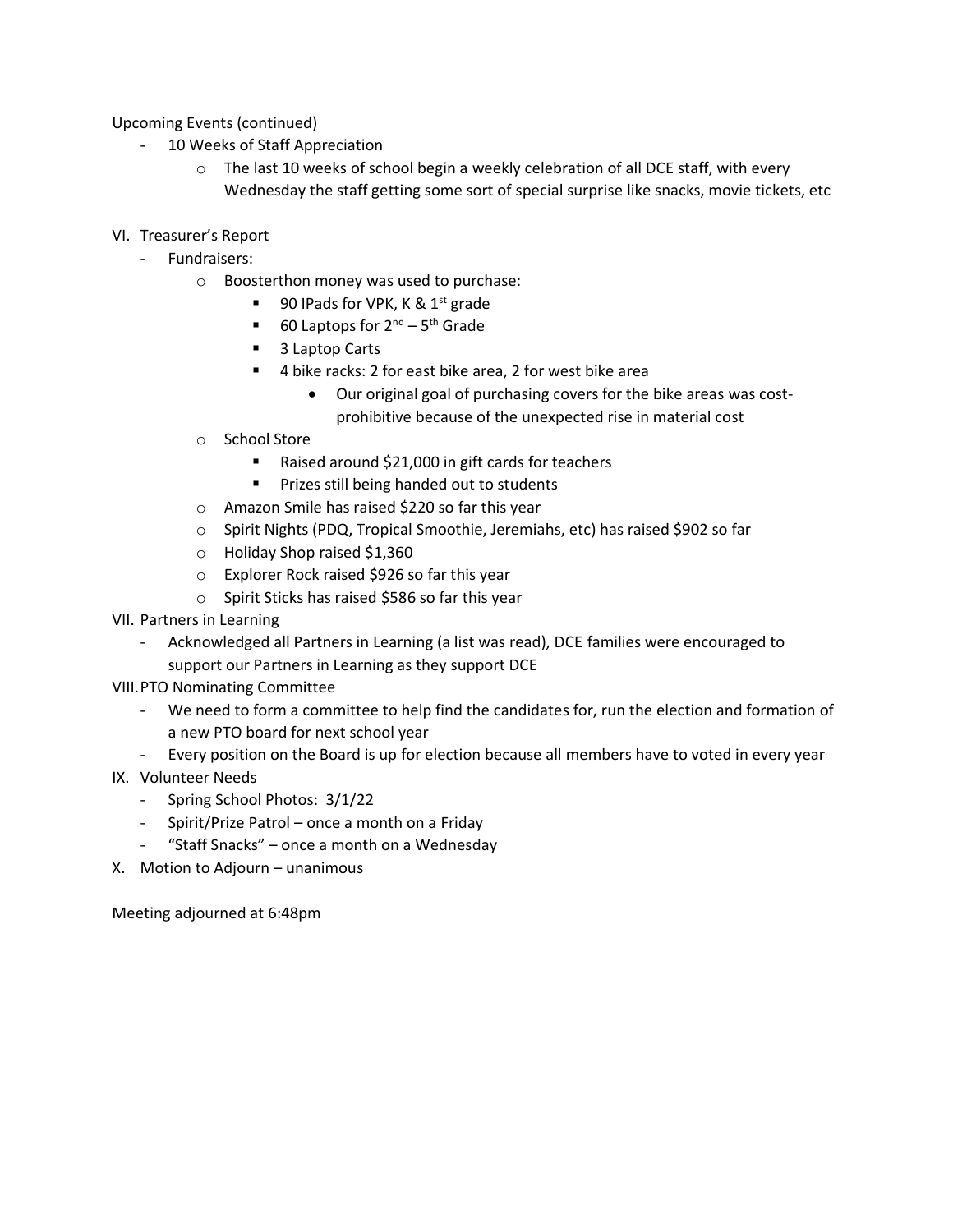Upcoming Events (continued)

- 10 Weeks of Staff Appreciation
  - The last 10 weeks of school begin a weekly celebration of all DCE staff, with every Wednesday the staff getting some sort of special surprise like snacks, movie tickets, etc

VI. Treasurer's Report

- Fundraisers:
  - Boosterthon money was used to purchase:
    - 90 IPads for VPK, K & 1st grade
    - 60 Laptops for 2nd – 5th Grade
    - 3 Laptop Carts
    - 4 bike racks: 2 for east bike area, 2 for west bike area
      - Our original goal of purchasing covers for the bike areas was cost-prohibitive because of the unexpected rise in material cost
  - School Store
    - Raised around $21,000 in gift cards for teachers
    - Prizes still being handed out to students
  - Amazon Smile has raised $220 so far this year
  - Spirit Nights (PDQ, Tropical Smoothie, Jeremiahs, etc) has raised $902 so far
  - Holiday Shop raised $1,360
  - Explorer Rock raised $926 so far this year
  - Spirit Sticks has raised $586 so far this year

VII. Partners in Learning

- Acknowledged all Partners in Learning (a list was read), DCE families were encouraged to support our Partners in Learning as they support DCE

VIII. PTO Nominating Committee

- We need to form a committee to help find the candidates for, run the election and formation of a new PTO board for next school year
- Every position on the Board is up for election because all members have to voted in every year

IX. Volunteer Needs

- Spring School Photos: 3/1/22
- Spirit/Prize Patrol – once a month on a Friday
- "Staff Snacks" – once a month on a Wednesday

X. Motion to Adjourn – unanimous

Meeting adjourned at 6:48pm